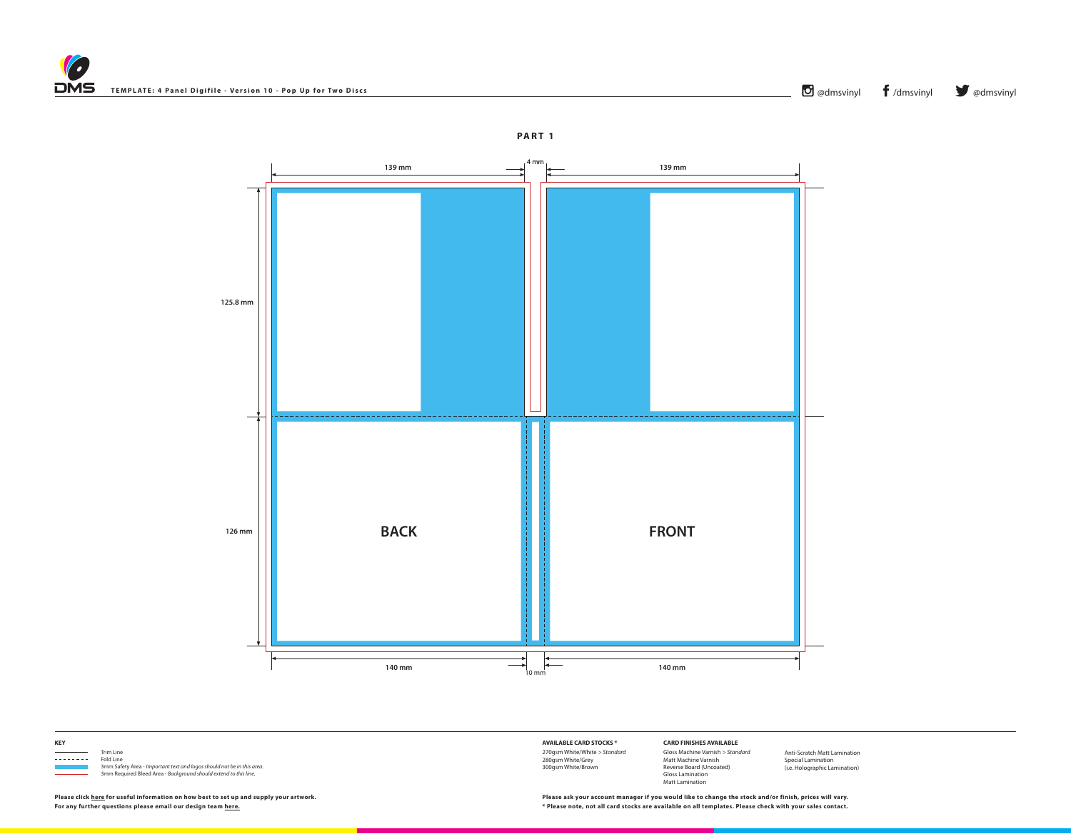# TEMPLATE: 4 Panel Digifile - Version 10 - Pop Up for Two Discs

@dmsvinyl /dmsvinyl @dmsvinyl

## PART 1

139 mm | 4 mm | 139 mm

125.8 mm

126 mm

BACK

FRONT

140 mm | 10 mm | 140 mm

**KEY**

- Trim Line
- Fold Line
- 3mm Safety Area - *Important text and logos should not be in this area.*
- 3mm Required Bleed Area - *Background should extend to this line.*

**AVAILABLE CARD STOCKS ***

270gsm White/White > *Standard*
280gsm White/Grey
300gsm White/Brown

**CARD FINISHES AVAILABLE**

Gloss Machine Varnish > *Standard*
Matt Machine Varnish
Reverse Board (Uncoated)
Gloss Lamination
Matt Lamination
Anti-Scratch Matt Lamination
Special Lamination
(i.e. Holographic Lamination)

**Please click here for useful information on how best to set up and supply your artwork.**
**For any further questions please email our design team here.**

**Please ask your account manager if you would like to change the stock and/or finish, prices will vary.**
*** Please note, not all card stocks are available on all templates. Please check with your sales contact.**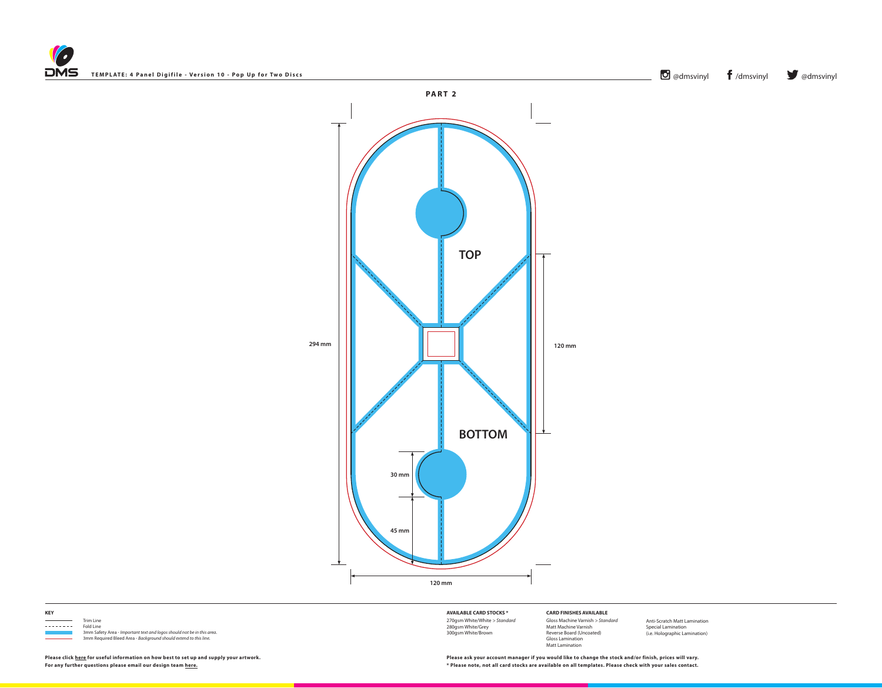**TEMPLATE: 4 Panel Digifile - Version 10 - Pop Up for Two Discs**

@dmsvinyl /dmsvinyl @dmsvinyl

**PART 2**

TOP

BOTTOM

294 mm

120 mm

30 mm

45 mm

120 mm

**KEY**

- Trim Line
- Fold Line
- 3mm Safety Area - *Important text and logos should not be in this area.*
- 3mm Required Bleed Area - *Background should extend to this line.*

**AVAILABLE CARD STOCKS ***

270gsm White/White > *Standard*
280gsm White/Grey
300gsm White/Brown

**CARD FINISHES AVAILABLE**

Gloss Machine Varnish > *Standard*
Matt Machine Varnish
Reverse Board (Uncoated)
Gloss Lamination
Matt Lamination
Anti-Scratch Matt Lamination
Special Lamination
(i.e. Holographic Lamination)

**Please click here for useful information on how best to set up and supply your artwork.**
**For any further questions please email our design team here.**

**Please ask your account manager if you would like to change the stock and/or finish, prices will vary.**
*** Please note, not all card stocks are available on all templates. Please check with your sales contact.**